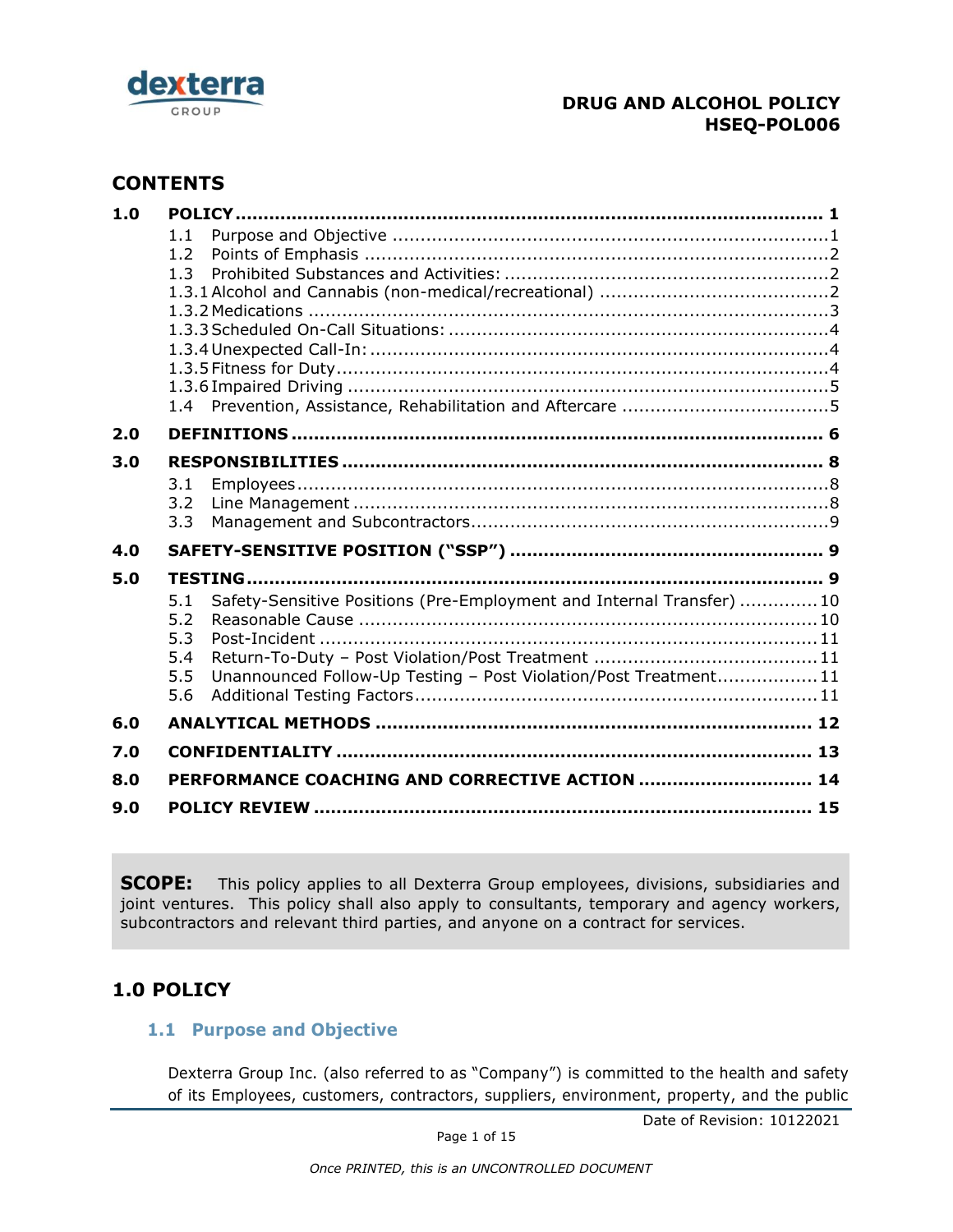# DRUG AND ALCOHOL POLICY
# HSEQ-POL006

## CONTENTS

| | | |
|---|---|---|
| **1.0** | **POLICY** | **1** |
| | 1.1 Purpose and Objective | 1 |
| | 1.2 Points of Emphasis | 2 |
| | 1.3 Prohibited Substances and Activities: | 2 |
| | 1.3.1 Alcohol and Cannabis (non-medical/recreational) | 2 |
| | 1.3.2 Medications | 3 |
| | 1.3.3 Scheduled On-Call Situations: | 4 |
| | 1.3.4 Unexpected Call-In: | 4 |
| | 1.3.5 Fitness for Duty | 4 |
| | 1.3.6 Impaired Driving | 5 |
| | 1.4 Prevention, Assistance, Rehabilitation and Aftercare | 5 |
| **2.0** | **DEFINITIONS** | **6** |
| **3.0** | **RESPONSIBILITIES** | **8** |
| | 3.1 Employees | 8 |
| | 3.2 Line Management | 8 |
| | 3.3 Management and Subcontractors | 9 |
| **4.0** | **SAFETY-SENSITIVE POSITION ("SSP")** | **9** |
| **5.0** | **TESTING** | **9** |
| | 5.1 Safety-Sensitive Positions (Pre-Employment and Internal Transfer) | 10 |
| | 5.2 Reasonable Cause | 10 |
| | 5.3 Post-Incident | 11 |
| | 5.4 Return-To-Duty – Post Violation/Post Treatment | 11 |
| | 5.5 Unannounced Follow-Up Testing – Post Violation/Post Treatment | 11 |
| | 5.6 Additional Testing Factors | 11 |
| **6.0** | **ANALYTICAL METHODS** | **12** |
| **7.0** | **CONFIDENTIALITY** | **13** |
| **8.0** | **PERFORMANCE COACHING AND CORRECTIVE ACTION** | **14** |
| **9.0** | **POLICY REVIEW** | **15** |

**SCOPE:** This policy applies to all Dexterra Group employees, divisions, subsidiaries and joint ventures. This policy shall also apply to consultants, temporary and agency workers, subcontractors and relevant third parties, and anyone on a contract for services.

## 1.0 POLICY

### 1.1 Purpose and Objective

Dexterra Group Inc. (also referred to as "Company") is committed to the health and safety of its Employees, customers, contractors, suppliers, environment, property, and the public

Date of Revision: 10122021

*Once PRINTED, this is an UNCONTROLLED DOCUMENT*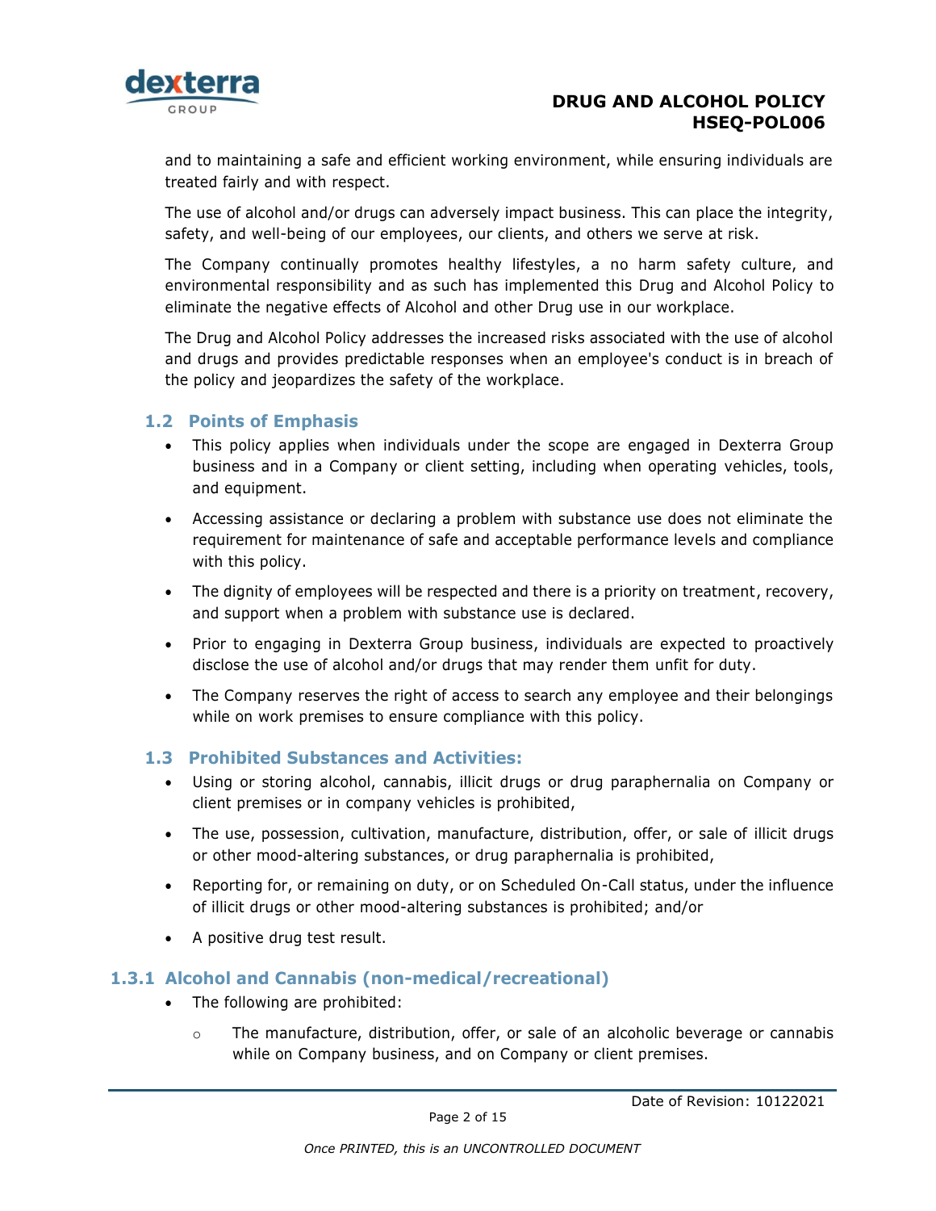and to maintaining a safe and efficient working environment, while ensuring individuals are treated fairly and with respect.

The use of alcohol and/or drugs can adversely impact business. This can place the integrity, safety, and well-being of our employees, our clients, and others we serve at risk.

The Company continually promotes healthy lifestyles, a no harm safety culture, and environmental responsibility and as such has implemented this Drug and Alcohol Policy to eliminate the negative effects of Alcohol and other Drug use in our workplace.

The Drug and Alcohol Policy addresses the increased risks associated with the use of alcohol and drugs and provides predictable responses when an employee's conduct is in breach of the policy and jeopardizes the safety of the workplace.

### 1.2 Points of Emphasis

- This policy applies when individuals under the scope are engaged in Dexterra Group business and in a Company or client setting, including when operating vehicles, tools, and equipment.
- Accessing assistance or declaring a problem with substance use does not eliminate the requirement for maintenance of safe and acceptable performance levels and compliance with this policy.
- The dignity of employees will be respected and there is a priority on treatment, recovery, and support when a problem with substance use is declared.
- Prior to engaging in Dexterra Group business, individuals are expected to proactively disclose the use of alcohol and/or drugs that may render them unfit for duty.
- The Company reserves the right of access to search any employee and their belongings while on work premises to ensure compliance with this policy.

### 1.3 Prohibited Substances and Activities:

- Using or storing alcohol, cannabis, illicit drugs or drug paraphernalia on Company or client premises or in company vehicles is prohibited,
- The use, possession, cultivation, manufacture, distribution, offer, or sale of illicit drugs or other mood-altering substances, or drug paraphernalia is prohibited,
- Reporting for, or remaining on duty, or on Scheduled On-Call status, under the influence of illicit drugs or other mood-altering substances is prohibited; and/or
- A positive drug test result.

#### 1.3.1 Alcohol and Cannabis (non-medical/recreational)

- The following are prohibited:
  - The manufacture, distribution, offer, or sale of an alcoholic beverage or cannabis while on Company business, and on Company or client premises.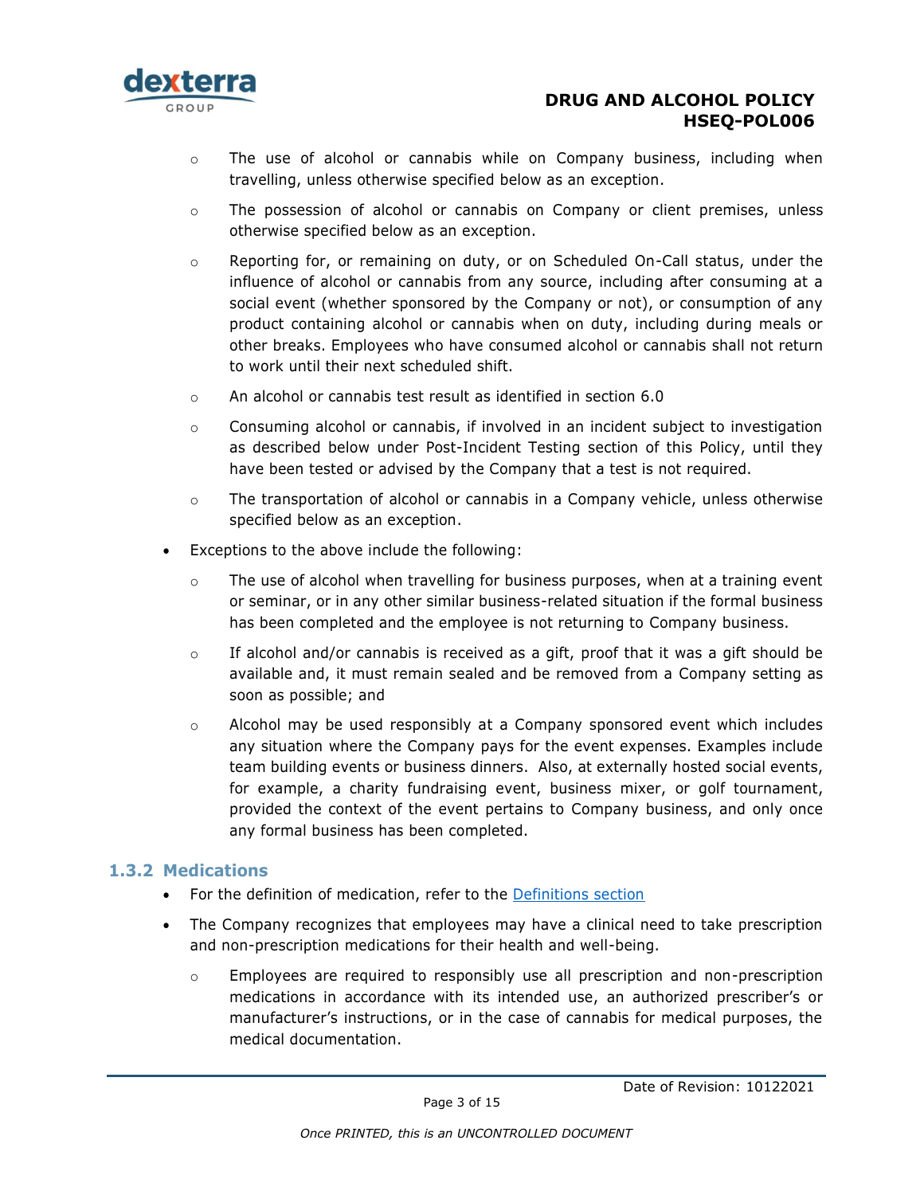- The use of alcohol or cannabis while on Company business, including when travelling, unless otherwise specified below as an exception.
  - The possession of alcohol or cannabis on Company or client premises, unless otherwise specified below as an exception.
  - Reporting for, or remaining on duty, or on Scheduled On-Call status, under the influence of alcohol or cannabis from any source, including after consuming at a social event (whether sponsored by the Company or not), or consumption of any product containing alcohol or cannabis when on duty, including during meals or other breaks. Employees who have consumed alcohol or cannabis shall not return to work until their next scheduled shift.
  - An alcohol or cannabis test result as identified in section 6.0
  - Consuming alcohol or cannabis, if involved in an incident subject to investigation as described below under Post-Incident Testing section of this Policy, until they have been tested or advised by the Company that a test is not required.
  - The transportation of alcohol or cannabis in a Company vehicle, unless otherwise specified below as an exception.
- Exceptions to the above include the following:
  - The use of alcohol when travelling for business purposes, when at a training event or seminar, or in any other similar business-related situation if the formal business has been completed and the employee is not returning to Company business.
  - If alcohol and/or cannabis is received as a gift, proof that it was a gift should be available and, it must remain sealed and be removed from a Company setting as soon as possible; and
  - Alcohol may be used responsibly at a Company sponsored event which includes any situation where the Company pays for the event expenses. Examples include team building events or business dinners. Also, at externally hosted social events, for example, a charity fundraising event, business mixer, or golf tournament, provided the context of the event pertains to Company business, and only once any formal business has been completed.

### 1.3.2 Medications

- For the definition of medication, refer to the Definitions section
- The Company recognizes that employees may have a clinical need to take prescription and non-prescription medications for their health and well-being.
  - Employees are required to responsibly use all prescription and non-prescription medications in accordance with its intended use, an authorized prescriber's or manufacturer's instructions, or in the case of cannabis for medical purposes, the medical documentation.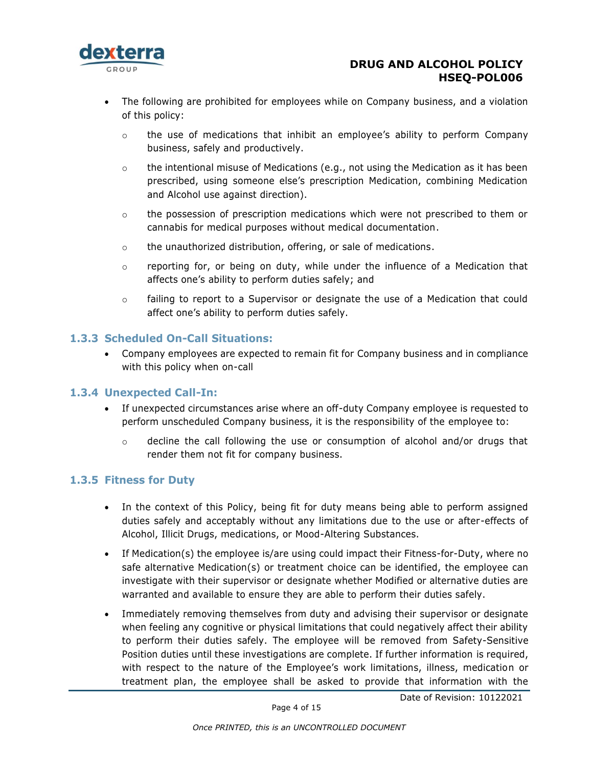- The following are prohibited for employees while on Company business, and a violation of this policy:
  - the use of medications that inhibit an employee's ability to perform Company business, safely and productively.
  - the intentional misuse of Medications (e.g., not using the Medication as it has been prescribed, using someone else's prescription Medication, combining Medication and Alcohol use against direction).
  - the possession of prescription medications which were not prescribed to them or cannabis for medical purposes without medical documentation.
  - the unauthorized distribution, offering, or sale of medications.
  - reporting for, or being on duty, while under the influence of a Medication that affects one's ability to perform duties safely; and
  - failing to report to a Supervisor or designate the use of a Medication that could affect one's ability to perform duties safely.

### 1.3.3 Scheduled On-Call Situations:

- Company employees are expected to remain fit for Company business and in compliance with this policy when on-call

### 1.3.4 Unexpected Call-In:

- If unexpected circumstances arise where an off-duty Company employee is requested to perform unscheduled Company business, it is the responsibility of the employee to:
  - decline the call following the use or consumption of alcohol and/or drugs that render them not fit for company business.

### 1.3.5 Fitness for Duty

- In the context of this Policy, being fit for duty means being able to perform assigned duties safely and acceptably without any limitations due to the use or after-effects of Alcohol, Illicit Drugs, medications, or Mood-Altering Substances.
- If Medication(s) the employee is/are using could impact their Fitness-for-Duty, where no safe alternative Medication(s) or treatment choice can be identified, the employee can investigate with their supervisor or designate whether Modified or alternative duties are warranted and available to ensure they are able to perform their duties safely.
- Immediately removing themselves from duty and advising their supervisor or designate when feeling any cognitive or physical limitations that could negatively affect their ability to perform their duties safely. The employee will be removed from Safety-Sensitive Position duties until these investigations are complete. If further information is required, with respect to the nature of the Employee's work limitations, illness, medication or treatment plan, the employee shall be asked to provide that information with the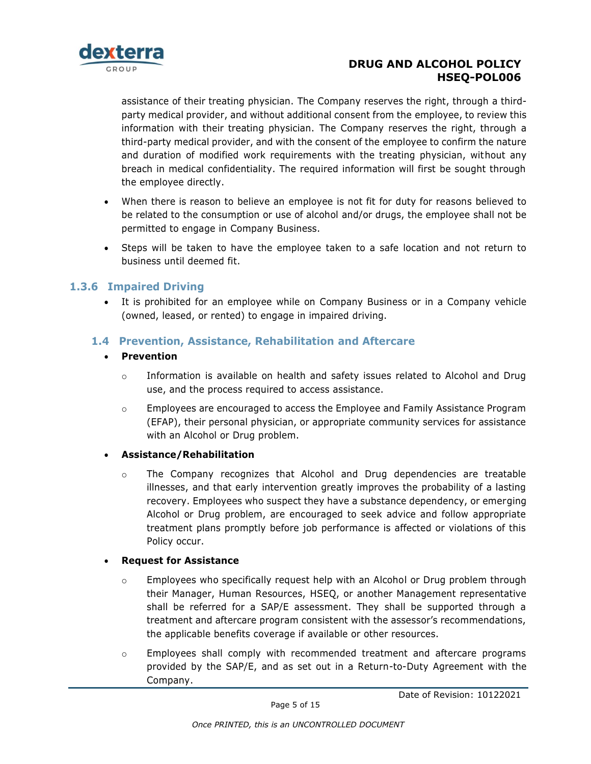assistance of their treating physician. The Company reserves the right, through a third-party medical provider, and without additional consent from the employee, to review this information with their treating physician. The Company reserves the right, through a third-party medical provider, and with the consent of the employee to confirm the nature and duration of modified work requirements with the treating physician, without any breach in medical confidentiality. The required information will first be sought through the employee directly.

- When there is reason to believe an employee is not fit for duty for reasons believed to be related to the consumption or use of alcohol and/or drugs, the employee shall not be permitted to engage in Company Business.
- Steps will be taken to have the employee taken to a safe location and not return to business until deemed fit.

### 1.3.6 Impaired Driving

- It is prohibited for an employee while on Company Business or in a Company vehicle (owned, leased, or rented) to engage in impaired driving.

## 1.4 Prevention, Assistance, Rehabilitation and Aftercare

- **Prevention**
  - Information is available on health and safety issues related to Alcohol and Drug use, and the process required to access assistance.
  - Employees are encouraged to access the Employee and Family Assistance Program (EFAP), their personal physician, or appropriate community services for assistance with an Alcohol or Drug problem.
- **Assistance/Rehabilitation**
  - The Company recognizes that Alcohol and Drug dependencies are treatable illnesses, and that early intervention greatly improves the probability of a lasting recovery. Employees who suspect they have a substance dependency, or emerging Alcohol or Drug problem, are encouraged to seek advice and follow appropriate treatment plans promptly before job performance is affected or violations of this Policy occur.
- **Request for Assistance**
  - Employees who specifically request help with an Alcohol or Drug problem through their Manager, Human Resources, HSEQ, or another Management representative shall be referred for a SAP/E assessment. They shall be supported through a treatment and aftercare program consistent with the assessor's recommendations, the applicable benefits coverage if available or other resources.
  - Employees shall comply with recommended treatment and aftercare programs provided by the SAP/E, and as set out in a Return-to-Duty Agreement with the Company.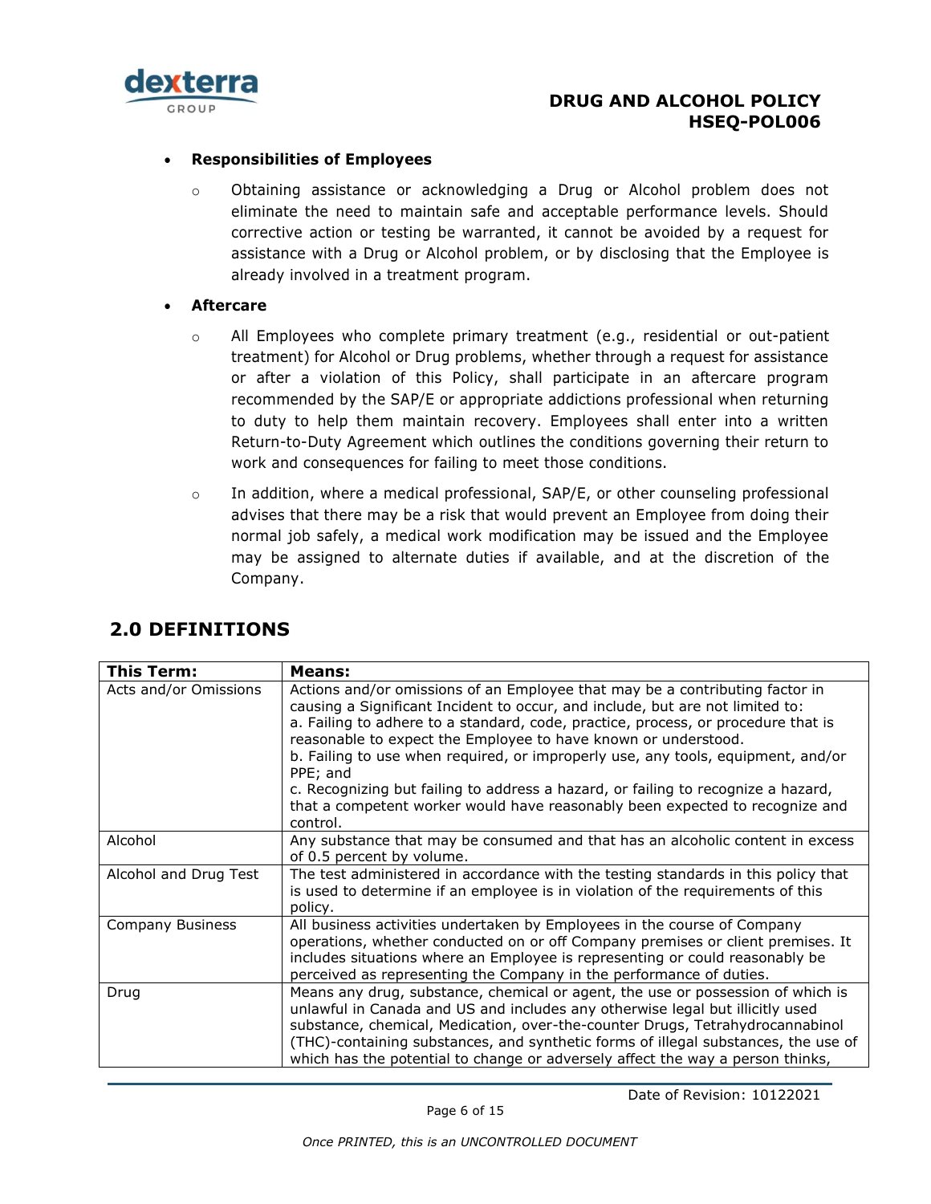- **Responsibilities of Employees**
  - Obtaining assistance or acknowledging a Drug or Alcohol problem does not eliminate the need to maintain safe and acceptable performance levels. Should corrective action or testing be warranted, it cannot be avoided by a request for assistance with a Drug or Alcohol problem, or by disclosing that the Employee is already involved in a treatment program.

- **Aftercare**
  - All Employees who complete primary treatment (e.g., residential or out-patient treatment) for Alcohol or Drug problems, whether through a request for assistance or after a violation of this Policy, shall participate in an aftercare program recommended by the SAP/E or appropriate addictions professional when returning to duty to help them maintain recovery. Employees shall enter into a written Return-to-Duty Agreement which outlines the conditions governing their return to work and consequences for failing to meet those conditions.
  - In addition, where a medical professional, SAP/E, or other counseling professional advises that there may be a risk that would prevent an Employee from doing their normal job safely, a medical work modification may be issued and the Employee may be assigned to alternate duties if available, and at the discretion of the Company.

## 2.0 DEFINITIONS

| This Term: | Means: |
|---|---|
| Acts and/or Omissions | Actions and/or omissions of an Employee that may be a contributing factor in causing a Significant Incident to occur, and include, but are not limited to:<br>a. Failing to adhere to a standard, code, practice, process, or procedure that is reasonable to expect the Employee to have known or understood.<br>b. Failing to use when required, or improperly use, any tools, equipment, and/or PPE; and<br>c. Recognizing but failing to address a hazard, or failing to recognize a hazard, that a competent worker would have reasonably been expected to recognize and control. |
| Alcohol | Any substance that may be consumed and that has an alcoholic content in excess of 0.5 percent by volume. |
| Alcohol and Drug Test | The test administered in accordance with the testing standards in this policy that is used to determine if an employee is in violation of the requirements of this policy. |
| Company Business | All business activities undertaken by Employees in the course of Company operations, whether conducted on or off Company premises or client premises. It includes situations where an Employee is representing or could reasonably be perceived as representing the Company in the performance of duties. |
| Drug | Means any drug, substance, chemical or agent, the use or possession of which is unlawful in Canada and US and includes any otherwise legal but illicitly used substance, chemical, Medication, over-the-counter Drugs, Tetrahydrocannabinol (THC)-containing substances, and synthetic forms of illegal substances, the use of which has the potential to change or adversely affect the way a person thinks, |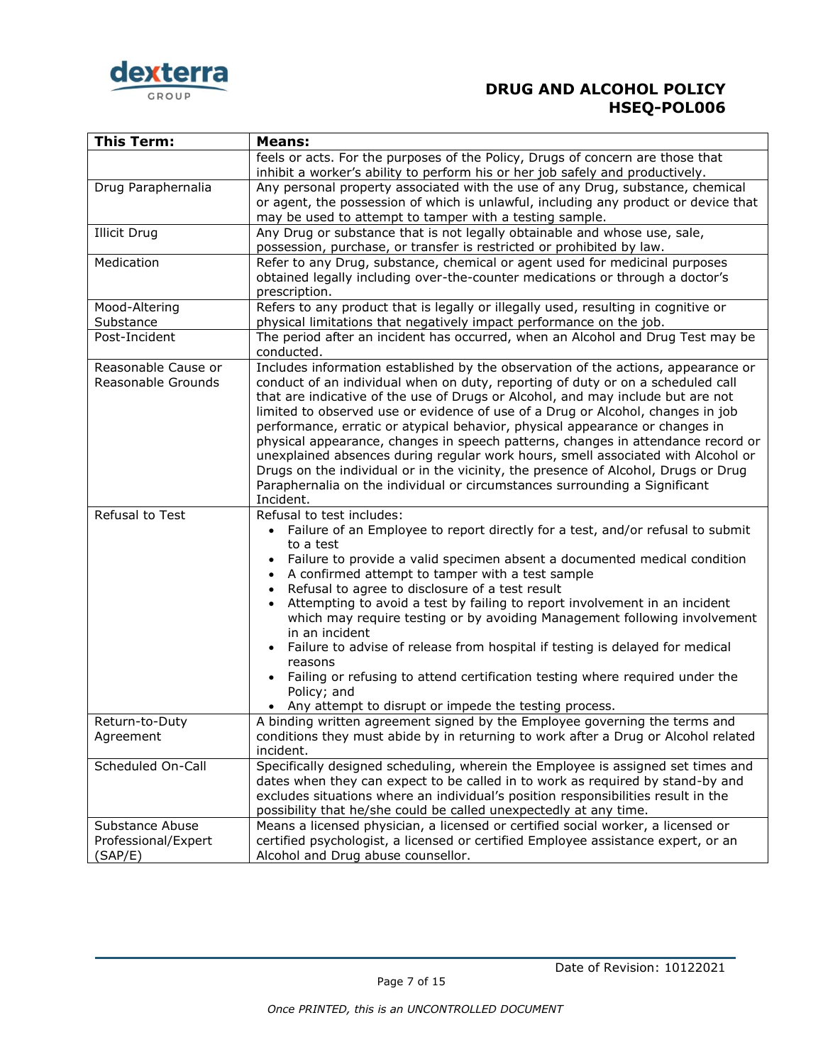| This Term: | Means: |
|---|---|
| | feels or acts. For the purposes of the Policy, Drugs of concern are those that inhibit a worker's ability to perform his or her job safely and productively. |
| Drug Paraphernalia | Any personal property associated with the use of any Drug, substance, chemical or agent, the possession of which is unlawful, including any product or device that may be used to attempt to tamper with a testing sample. |
| Illicit Drug | Any Drug or substance that is not legally obtainable and whose use, sale, possession, purchase, or transfer is restricted or prohibited by law. |
| Medication | Refer to any Drug, substance, chemical or agent used for medicinal purposes obtained legally including over-the-counter medications or through a doctor's prescription. |
| Mood-Altering Substance | Refers to any product that is legally or illegally used, resulting in cognitive or physical limitations that negatively impact performance on the job. |
| Post-Incident | The period after an incident has occurred, when an Alcohol and Drug Test may be conducted. |
| Reasonable Cause or Reasonable Grounds | Includes information established by the observation of the actions, appearance or conduct of an individual when on duty, reporting of duty or on a scheduled call that are indicative of the use of Drugs or Alcohol, and may include but are not limited to observed use or evidence of use of a Drug or Alcohol, changes in job performance, erratic or atypical behavior, physical appearance or changes in physical appearance, changes in speech patterns, changes in attendance record or unexplained absences during regular work hours, smell associated with Alcohol or Drugs on the individual or in the vicinity, the presence of Alcohol, Drugs or Drug Paraphernalia on the individual or circumstances surrounding a Significant Incident. |
| Refusal to Test | Refusal to test includes:<br>• Failure of an Employee to report directly for a test, and/or refusal to submit to a test<br>• Failure to provide a valid specimen absent a documented medical condition<br>• A confirmed attempt to tamper with a test sample<br>• Refusal to agree to disclosure of a test result<br>• Attempting to avoid a test by failing to report involvement in an incident which may require testing or by avoiding Management following involvement in an incident<br>• Failure to advise of release from hospital if testing is delayed for medical reasons<br>• Failing or refusing to attend certification testing where required under the Policy; and<br>• Any attempt to disrupt or impede the testing process. |
| Return-to-Duty Agreement | A binding written agreement signed by the Employee governing the terms and conditions they must abide by in returning to work after a Drug or Alcohol related incident. |
| Scheduled On-Call | Specifically designed scheduling, wherein the Employee is assigned set times and dates when they can expect to be called in to work as required by stand-by and excludes situations where an individual's position responsibilities result in the possibility that he/she could be called unexpectedly at any time. |
| Substance Abuse Professional/Expert (SAP/E) | Means a licensed physician, a licensed or certified social worker, a licensed or certified psychologist, a licensed or certified Employee assistance expert, or an Alcohol and Drug abuse counsellor. |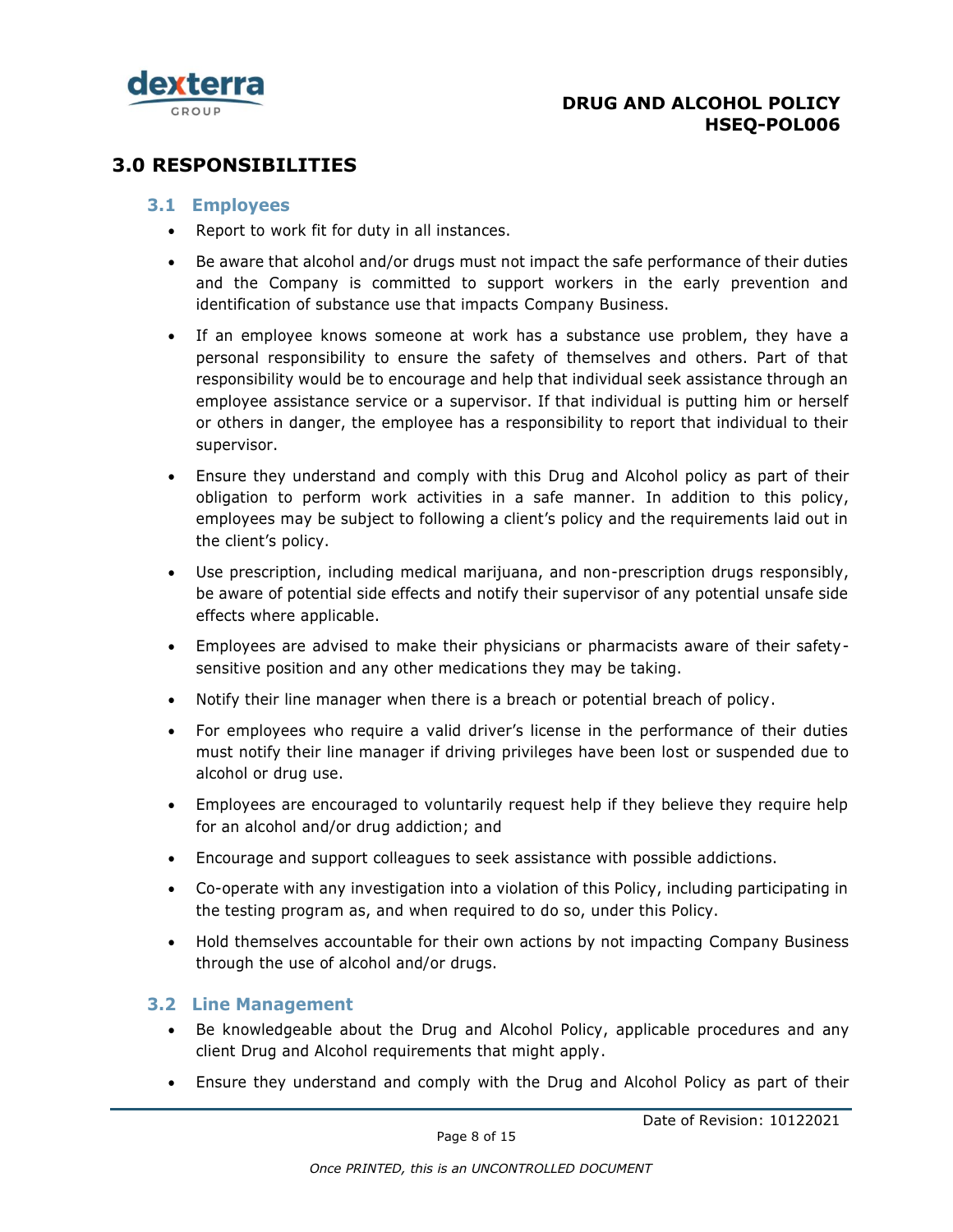## 3.0 RESPONSIBILITIES

### 3.1 Employees

- Report to work fit for duty in all instances.
- Be aware that alcohol and/or drugs must not impact the safe performance of their duties and the Company is committed to support workers in the early prevention and identification of substance use that impacts Company Business.
- If an employee knows someone at work has a substance use problem, they have a personal responsibility to ensure the safety of themselves and others. Part of that responsibility would be to encourage and help that individual seek assistance through an employee assistance service or a supervisor. If that individual is putting him or herself or others in danger, the employee has a responsibility to report that individual to their supervisor.
- Ensure they understand and comply with this Drug and Alcohol policy as part of their obligation to perform work activities in a safe manner. In addition to this policy, employees may be subject to following a client's policy and the requirements laid out in the client's policy.
- Use prescription, including medical marijuana, and non-prescription drugs responsibly, be aware of potential side effects and notify their supervisor of any potential unsafe side effects where applicable.
- Employees are advised to make their physicians or pharmacists aware of their safety-sensitive position and any other medications they may be taking.
- Notify their line manager when there is a breach or potential breach of policy.
- For employees who require a valid driver's license in the performance of their duties must notify their line manager if driving privileges have been lost or suspended due to alcohol or drug use.
- Employees are encouraged to voluntarily request help if they believe they require help for an alcohol and/or drug addiction; and
- Encourage and support colleagues to seek assistance with possible addictions.
- Co-operate with any investigation into a violation of this Policy, including participating in the testing program as, and when required to do so, under this Policy.
- Hold themselves accountable for their own actions by not impacting Company Business through the use of alcohol and/or drugs.

### 3.2 Line Management

- Be knowledgeable about the Drug and Alcohol Policy, applicable procedures and any client Drug and Alcohol requirements that might apply.
- Ensure they understand and comply with the Drug and Alcohol Policy as part of their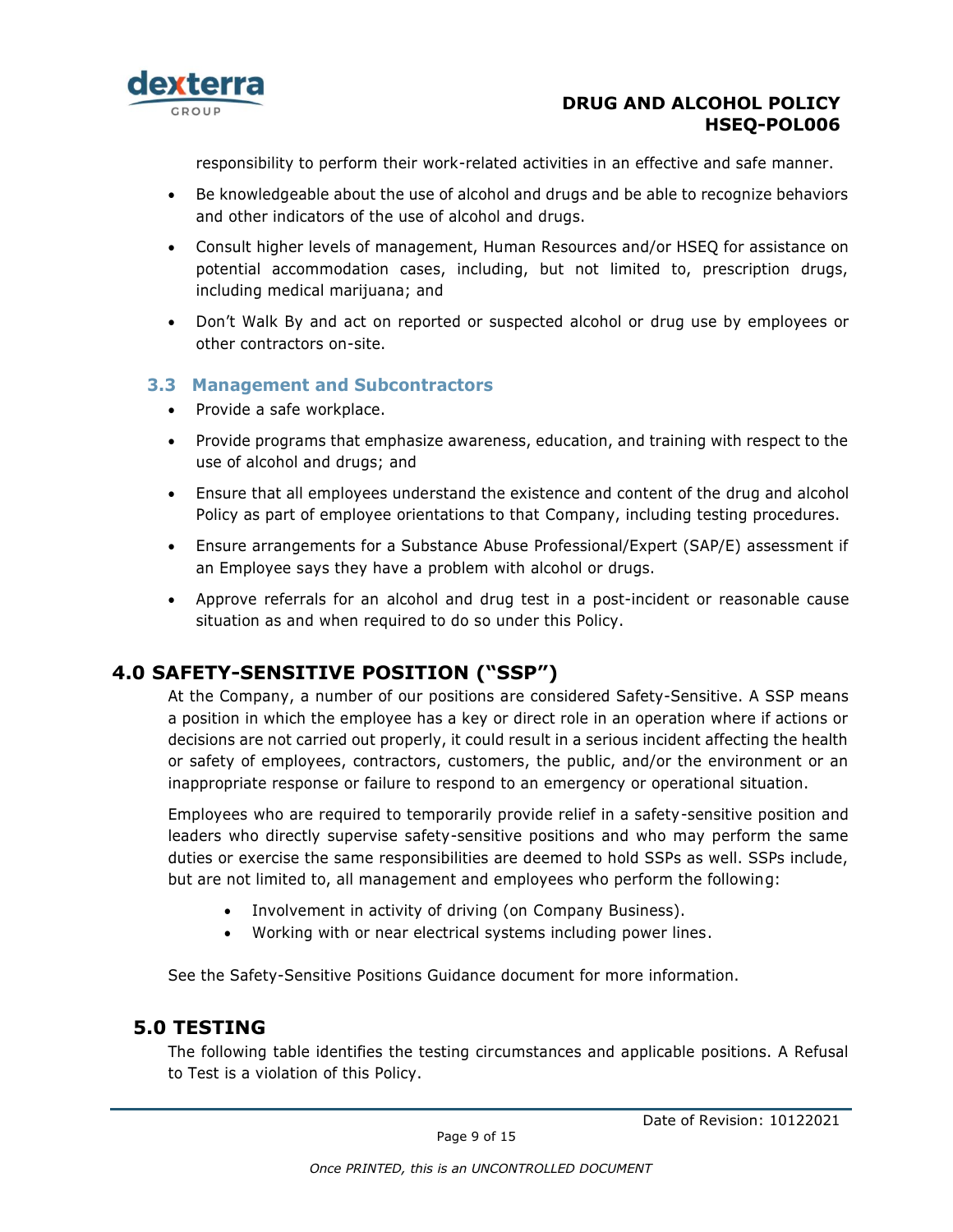responsibility to perform their work-related activities in an effective and safe manner.

- Be knowledgeable about the use of alcohol and drugs and be able to recognize behaviors and other indicators of the use of alcohol and drugs.
- Consult higher levels of management, Human Resources and/or HSEQ for assistance on potential accommodation cases, including, but not limited to, prescription drugs, including medical marijuana; and
- Don't Walk By and act on reported or suspected alcohol or drug use by employees or other contractors on-site.

### 3.3 Management and Subcontractors

- Provide a safe workplace.
- Provide programs that emphasize awareness, education, and training with respect to the use of alcohol and drugs; and
- Ensure that all employees understand the existence and content of the drug and alcohol Policy as part of employee orientations to that Company, including testing procedures.
- Ensure arrangements for a Substance Abuse Professional/Expert (SAP/E) assessment if an Employee says they have a problem with alcohol or drugs.
- Approve referrals for an alcohol and drug test in a post-incident or reasonable cause situation as and when required to do so under this Policy.

## 4.0 SAFETY-SENSITIVE POSITION ("SSP")

At the Company, a number of our positions are considered Safety-Sensitive. A SSP means a position in which the employee has a key or direct role in an operation where if actions or decisions are not carried out properly, it could result in a serious incident affecting the health or safety of employees, contractors, customers, the public, and/or the environment or an inappropriate response or failure to respond to an emergency or operational situation.

Employees who are required to temporarily provide relief in a safety-sensitive position and leaders who directly supervise safety-sensitive positions and who may perform the same duties or exercise the same responsibilities are deemed to hold SSPs as well. SSPs include, but are not limited to, all management and employees who perform the following:

- Involvement in activity of driving (on Company Business).
- Working with or near electrical systems including power lines.

See the Safety-Sensitive Positions Guidance document for more information.

## 5.0 TESTING

The following table identifies the testing circumstances and applicable positions. A Refusal to Test is a violation of this Policy.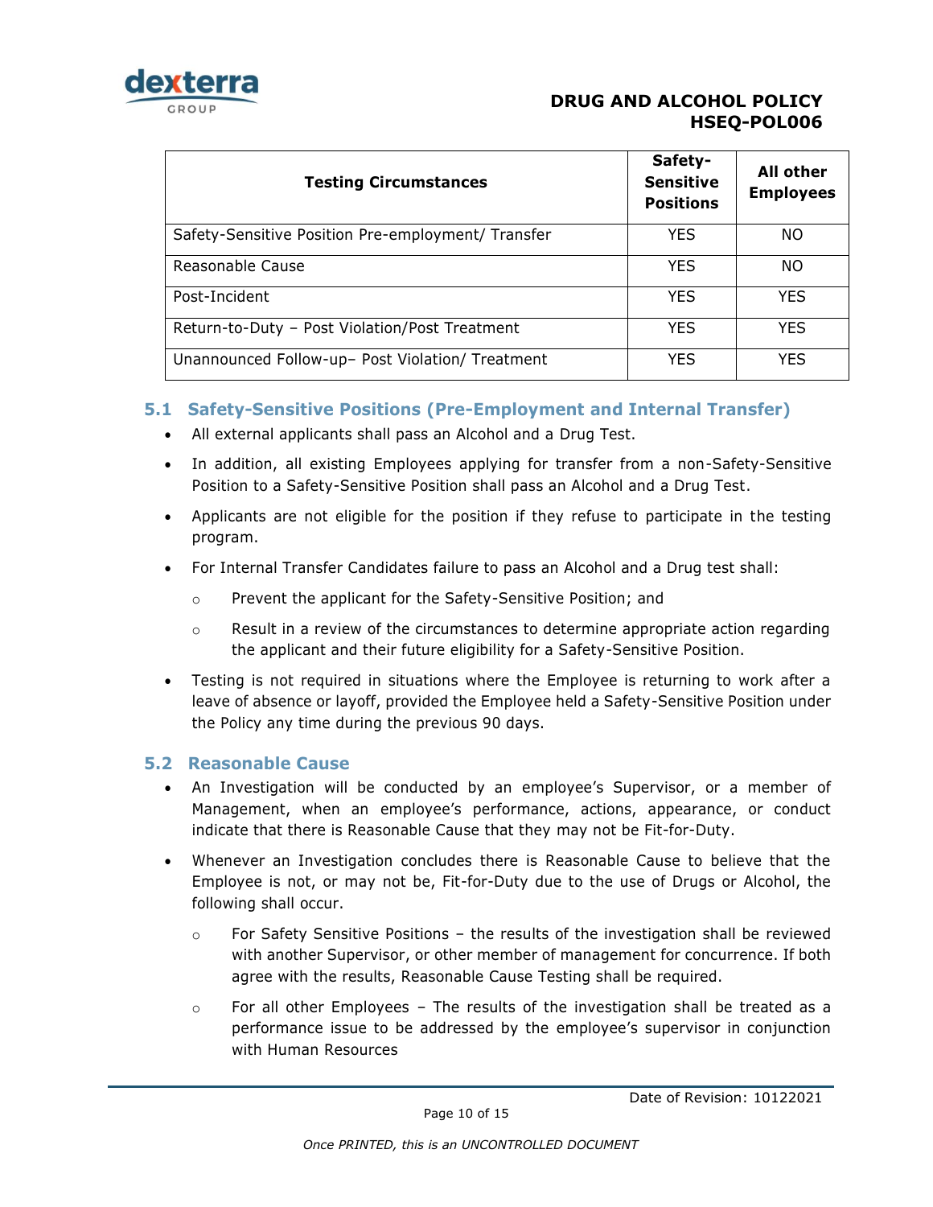| Testing Circumstances | Safety-Sensitive Positions | All other Employees |
| --- | --- | --- |
| Safety-Sensitive Position Pre-employment/ Transfer | YES | NO |
| Reasonable Cause | YES | NO |
| Post-Incident | YES | YES |
| Return-to-Duty – Post Violation/Post Treatment | YES | YES |
| Unannounced Follow-up– Post Violation/ Treatment | YES | YES |

### 5.1 Safety-Sensitive Positions (Pre-Employment and Internal Transfer)

- All external applicants shall pass an Alcohol and a Drug Test.
- In addition, all existing Employees applying for transfer from a non-Safety-Sensitive Position to a Safety-Sensitive Position shall pass an Alcohol and a Drug Test.
- Applicants are not eligible for the position if they refuse to participate in the testing program.
- For Internal Transfer Candidates failure to pass an Alcohol and a Drug test shall:
  - Prevent the applicant for the Safety-Sensitive Position; and
  - Result in a review of the circumstances to determine appropriate action regarding the applicant and their future eligibility for a Safety-Sensitive Position.
- Testing is not required in situations where the Employee is returning to work after a leave of absence or layoff, provided the Employee held a Safety-Sensitive Position under the Policy any time during the previous 90 days.

### 5.2 Reasonable Cause

- An Investigation will be conducted by an employee's Supervisor, or a member of Management, when an employee's performance, actions, appearance, or conduct indicate that there is Reasonable Cause that they may not be Fit-for-Duty.
- Whenever an Investigation concludes there is Reasonable Cause to believe that the Employee is not, or may not be, Fit-for-Duty due to the use of Drugs or Alcohol, the following shall occur.
  - For Safety Sensitive Positions – the results of the investigation shall be reviewed with another Supervisor, or other member of management for concurrence. If both agree with the results, Reasonable Cause Testing shall be required.
  - For all other Employees – The results of the investigation shall be treated as a performance issue to be addressed by the employee's supervisor in conjunction with Human Resources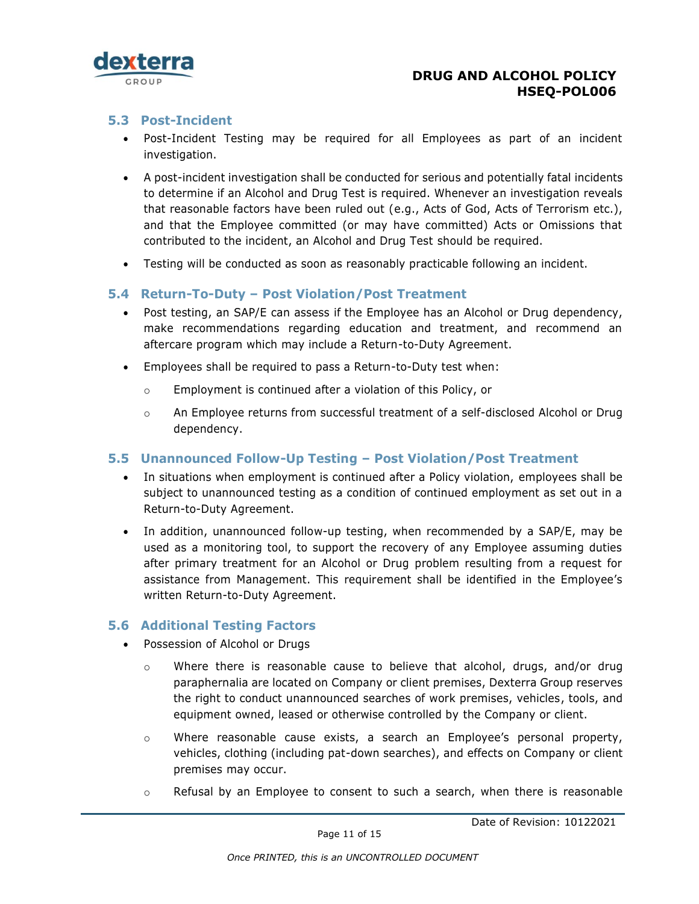## 5.3 Post-Incident

- Post-Incident Testing may be required for all Employees as part of an incident investigation.
- A post-incident investigation shall be conducted for serious and potentially fatal incidents to determine if an Alcohol and Drug Test is required. Whenever an investigation reveals that reasonable factors have been ruled out (e.g., Acts of God, Acts of Terrorism etc.), and that the Employee committed (or may have committed) Acts or Omissions that contributed to the incident, an Alcohol and Drug Test should be required.
- Testing will be conducted as soon as reasonably practicable following an incident.

## 5.4 Return-To-Duty – Post Violation/Post Treatment

- Post testing, an SAP/E can assess if the Employee has an Alcohol or Drug dependency, make recommendations regarding education and treatment, and recommend an aftercare program which may include a Return-to-Duty Agreement.
- Employees shall be required to pass a Return-to-Duty test when:
  - Employment is continued after a violation of this Policy, or
  - An Employee returns from successful treatment of a self-disclosed Alcohol or Drug dependency.

## 5.5 Unannounced Follow-Up Testing – Post Violation/Post Treatment

- In situations when employment is continued after a Policy violation, employees shall be subject to unannounced testing as a condition of continued employment as set out in a Return-to-Duty Agreement.
- In addition, unannounced follow-up testing, when recommended by a SAP/E, may be used as a monitoring tool, to support the recovery of any Employee assuming duties after primary treatment for an Alcohol or Drug problem resulting from a request for assistance from Management. This requirement shall be identified in the Employee's written Return-to-Duty Agreement.

## 5.6 Additional Testing Factors

- Possession of Alcohol or Drugs
  - Where there is reasonable cause to believe that alcohol, drugs, and/or drug paraphernalia are located on Company or client premises, Dexterra Group reserves the right to conduct unannounced searches of work premises, vehicles, tools, and equipment owned, leased or otherwise controlled by the Company or client.
  - Where reasonable cause exists, a search an Employee's personal property, vehicles, clothing (including pat-down searches), and effects on Company or client premises may occur.
  - Refusal by an Employee to consent to such a search, when there is reasonable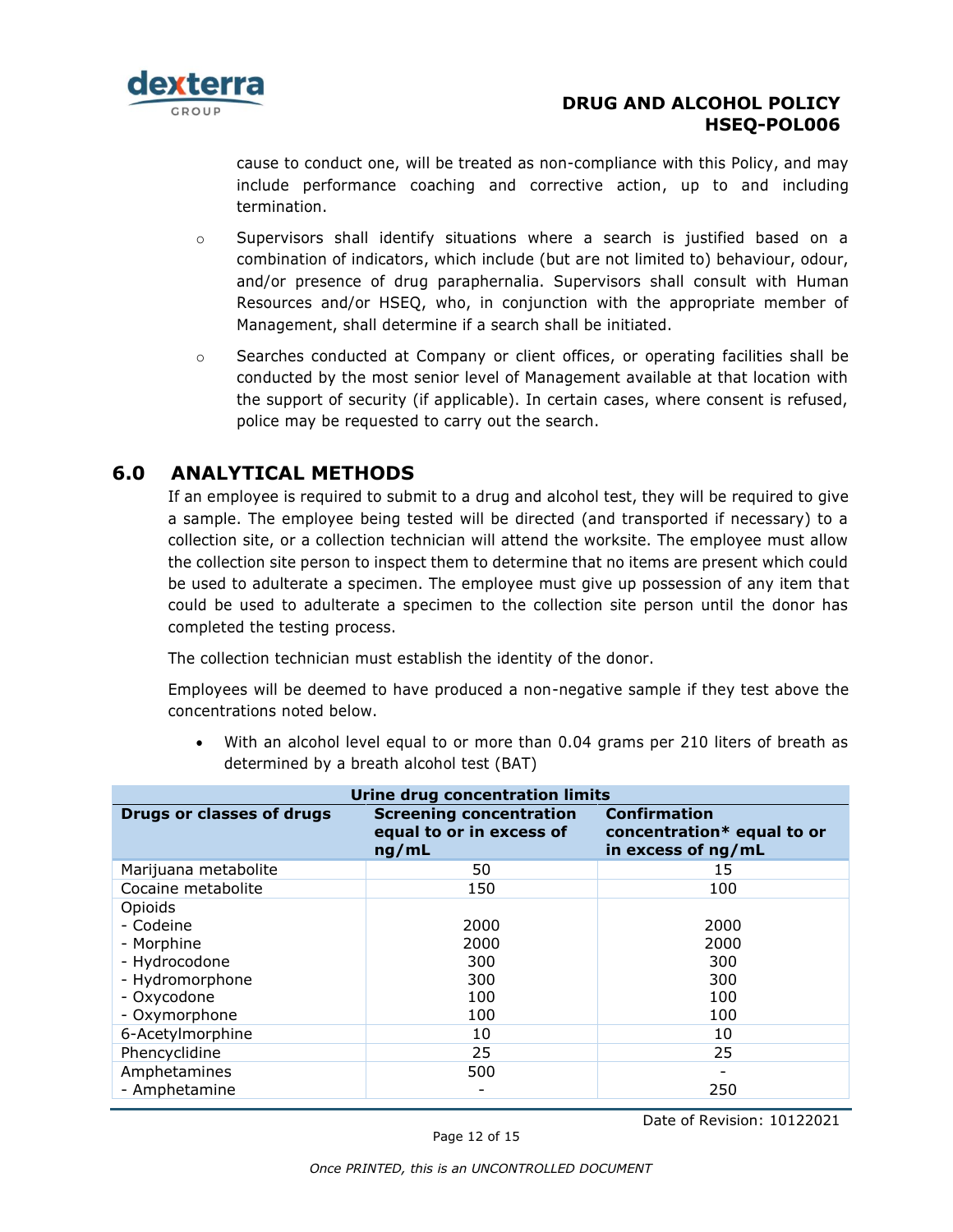cause to conduct one, will be treated as non-compliance with this Policy, and may include performance coaching and corrective action, up to and including termination.

- Supervisors shall identify situations where a search is justified based on a combination of indicators, which include (but are not limited to) behaviour, odour, and/or presence of drug paraphernalia. Supervisors shall consult with Human Resources and/or HSEQ, who, in conjunction with the appropriate member of Management, shall determine if a search shall be initiated.
- Searches conducted at Company or client offices, or operating facilities shall be conducted by the most senior level of Management available at that location with the support of security (if applicable). In certain cases, where consent is refused, police may be requested to carry out the search.

## 6.0 ANALYTICAL METHODS

If an employee is required to submit to a drug and alcohol test, they will be required to give a sample. The employee being tested will be directed (and transported if necessary) to a collection site, or a collection technician will attend the worksite. The employee must allow the collection site person to inspect them to determine that no items are present which could be used to adulterate a specimen. The employee must give up possession of any item that could be used to adulterate a specimen to the collection site person until the donor has completed the testing process.

The collection technician must establish the identity of the donor.

Employees will be deemed to have produced a non-negative sample if they test above the concentrations noted below.

- With an alcohol level equal to or more than 0.04 grams per 210 liters of breath as determined by a breath alcohol test (BAT)

| Urine drug concentration limits | | |
|---|---|---|
| **Drugs or classes of drugs** | **Screening concentration equal to or in excess of ng/mL** | **Confirmation concentration* equal to or in excess of ng/mL** |
| Marijuana metabolite | 50 | 15 |
| Cocaine metabolite | 150 | 100 |
| Opioids | | |
| - Codeine | 2000 | 2000 |
| - Morphine | 2000 | 2000 |
| - Hydrocodone | 300 | 300 |
| - Hydromorphone | 300 | 300 |
| - Oxycodone | 100 | 100 |
| - Oxymorphone | 100 | 100 |
| 6-Acetylmorphine | 10 | 10 |
| Phencyclidine | 25 | 25 |
| Amphetamines | 500 | - |
| - Amphetamine | - | 250 |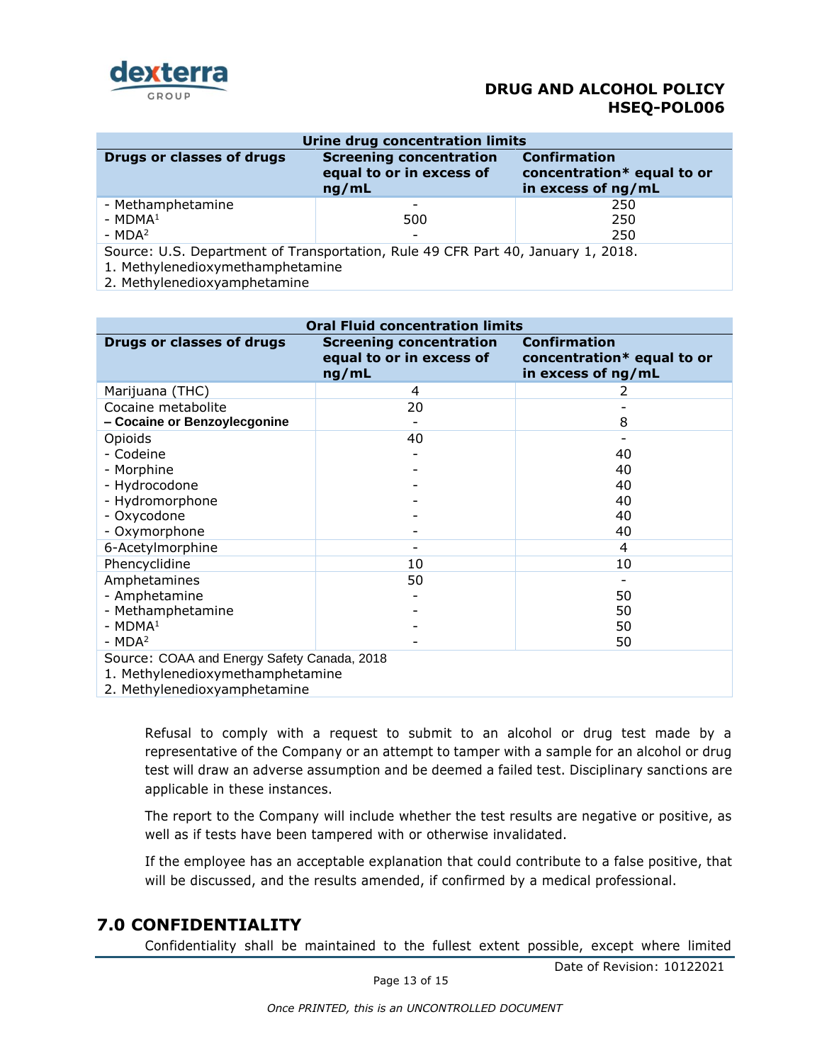| Urine drug concentration limits | | |
|---|---|---|
| **Drugs or classes of drugs** | **Screening concentration equal to or in excess of ng/mL** | **Confirmation concentration* equal to or in excess of ng/mL** |
| - Methamphetamine | - | 250 |
| - MDMA[1] | 500 | 250 |
| - MDA[2] | - | 250 |

Source: U.S. Department of Transportation, Rule 49 CFR Part 40, January 1, 2018.
1. Methylenedioxymethamphetamine
2. Methylenedioxyamphetamine

| Oral Fluid concentration limits | | |
|---|---|---|
| **Drugs or classes of drugs** | **Screening concentration equal to or in excess of ng/mL** | **Confirmation concentration* equal to or in excess of ng/mL** |
| Marijuana (THC) | 4 | 2 |
| Cocaine metabolite | 20 | - |
| **– Cocaine or Benzoylecgonine** | - | 8 |
| Opioids | 40 | - |
| - Codeine | - | 40 |
| - Morphine | - | 40 |
| - Hydrocodone | - | 40 |
| - Hydromorphone | - | 40 |
| - Oxycodone | - | 40 |
| - Oxymorphone | - | 40 |
| 6-Acetylmorphine | - | 4 |
| Phencyclidine | 10 | 10 |
| Amphetamines | 50 | - |
| - Amphetamine | - | 50 |
| - Methamphetamine | - | 50 |
| - MDMA[1] | - | 50 |
| - MDA[2] | - | 50 |

Source: COAA and Energy Safety Canada, 2018
1. Methylenedioxymethamphetamine
2. Methylenedioxyamphetamine

Refusal to comply with a request to submit to an alcohol or drug test made by a representative of the Company or an attempt to tamper with a sample for an alcohol or drug test will draw an adverse assumption and be deemed a failed test. Disciplinary sanctions are applicable in these instances.

The report to the Company will include whether the test results are negative or positive, as well as if tests have been tampered with or otherwise invalidated.

If the employee has an acceptable explanation that could contribute to a false positive, that will be discussed, and the results amended, if confirmed by a medical professional.

## 7.0 CONFIDENTIALITY

Confidentiality shall be maintained to the fullest extent possible, except where limited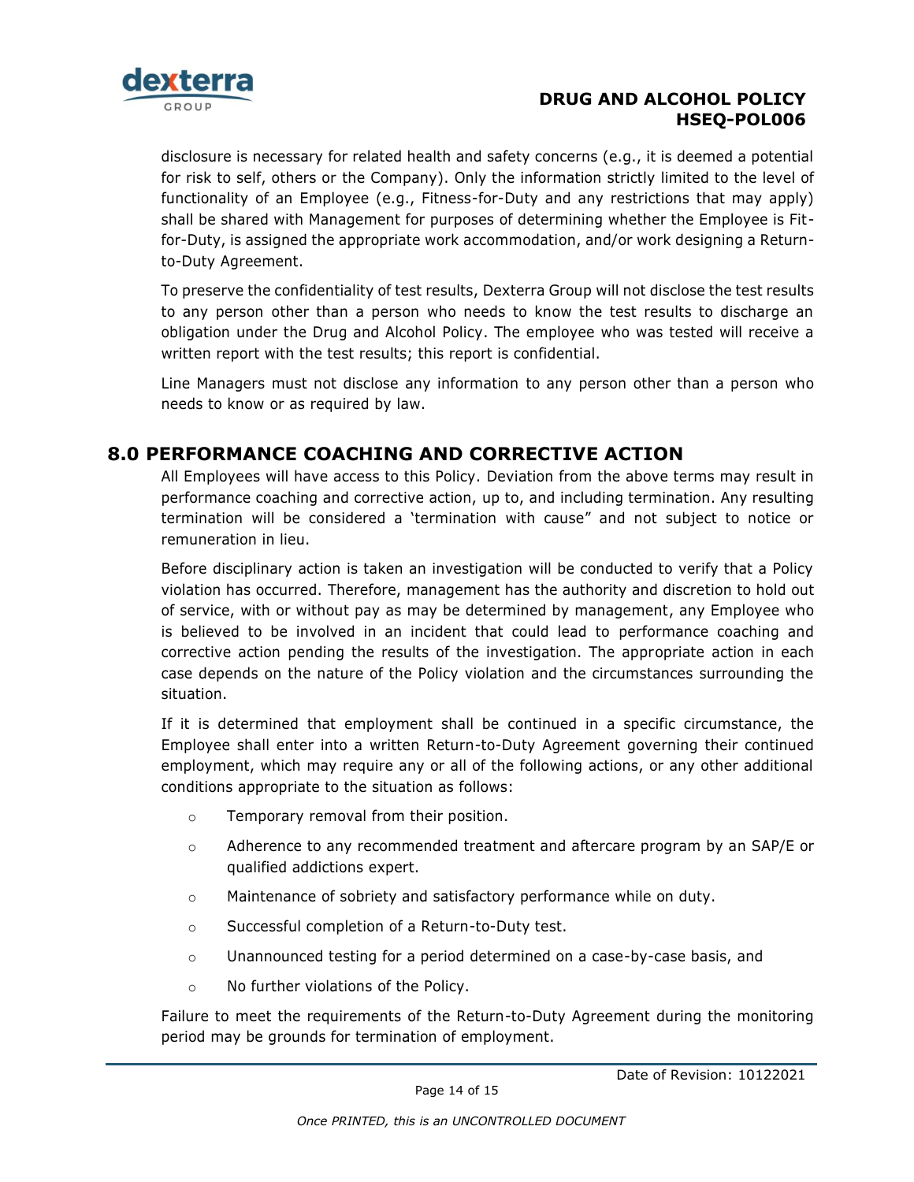disclosure is necessary for related health and safety concerns (e.g., it is deemed a potential for risk to self, others or the Company). Only the information strictly limited to the level of functionality of an Employee (e.g., Fitness-for-Duty and any restrictions that may apply) shall be shared with Management for purposes of determining whether the Employee is Fit-for-Duty, is assigned the appropriate work accommodation, and/or work designing a Return-to-Duty Agreement.

To preserve the confidentiality of test results, Dexterra Group will not disclose the test results to any person other than a person who needs to know the test results to discharge an obligation under the Drug and Alcohol Policy. The employee who was tested will receive a written report with the test results; this report is confidential.

Line Managers must not disclose any information to any person other than a person who needs to know or as required by law.

## 8.0 PERFORMANCE COACHING AND CORRECTIVE ACTION

All Employees will have access to this Policy. Deviation from the above terms may result in performance coaching and corrective action, up to, and including termination. Any resulting termination will be considered a 'termination with cause" and not subject to notice or remuneration in lieu.

Before disciplinary action is taken an investigation will be conducted to verify that a Policy violation has occurred. Therefore, management has the authority and discretion to hold out of service, with or without pay as may be determined by management, any Employee who is believed to be involved in an incident that could lead to performance coaching and corrective action pending the results of the investigation. The appropriate action in each case depends on the nature of the Policy violation and the circumstances surrounding the situation.

If it is determined that employment shall be continued in a specific circumstance, the Employee shall enter into a written Return-to-Duty Agreement governing their continued employment, which may require any or all of the following actions, or any other additional conditions appropriate to the situation as follows:

- Temporary removal from their position.
- Adherence to any recommended treatment and aftercare program by an SAP/E or qualified addictions expert.
- Maintenance of sobriety and satisfactory performance while on duty.
- Successful completion of a Return-to-Duty test.
- Unannounced testing for a period determined on a case-by-case basis, and
- No further violations of the Policy.

Failure to meet the requirements of the Return-to-Duty Agreement during the monitoring period may be grounds for termination of employment.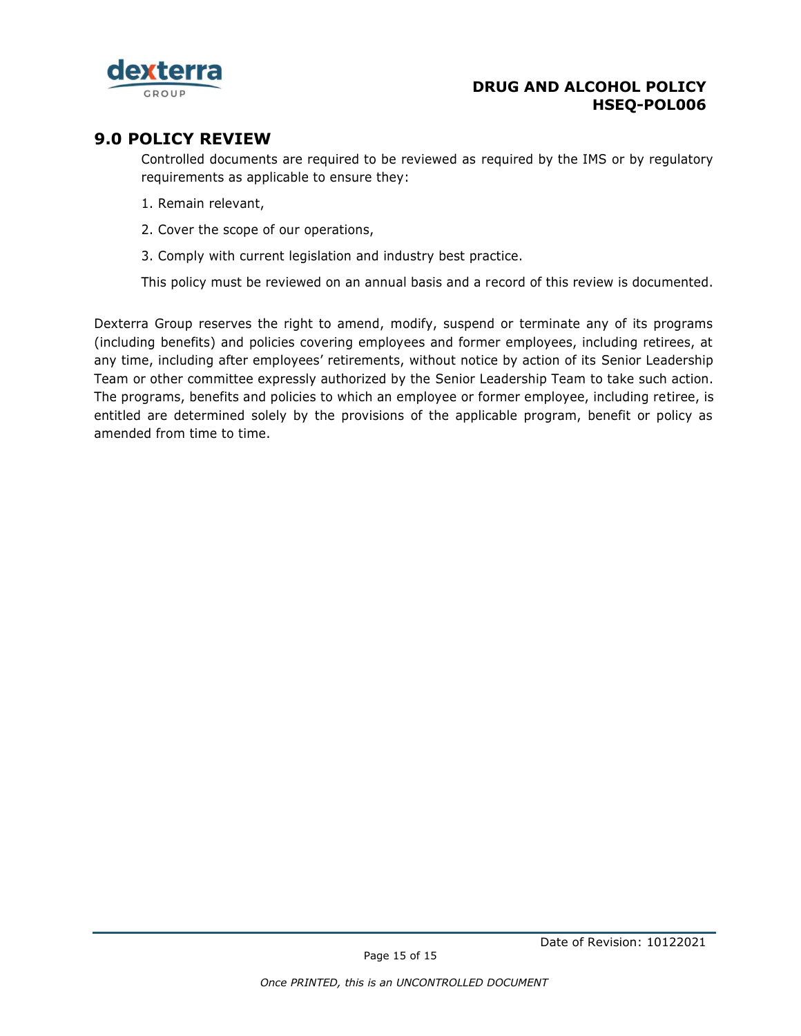## 9.0 POLICY REVIEW

Controlled documents are required to be reviewed as required by the IMS or by regulatory requirements as applicable to ensure they:

1. Remain relevant,
2. Cover the scope of our operations,
3. Comply with current legislation and industry best practice.

This policy must be reviewed on an annual basis and a record of this review is documented.

Dexterra Group reserves the right to amend, modify, suspend or terminate any of its programs (including benefits) and policies covering employees and former employees, including retirees, at any time, including after employees' retirements, without notice by action of its Senior Leadership Team or other committee expressly authorized by the Senior Leadership Team to take such action. The programs, benefits and policies to which an employee or former employee, including retiree, is entitled are determined solely by the provisions of the applicable program, benefit or policy as amended from time to time.